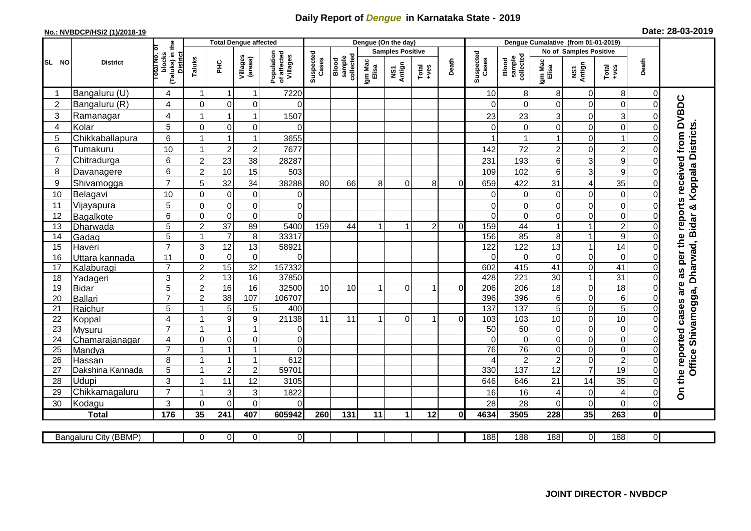# Daily Report of *Dengue* in Karnataka State - 2019

**No.: NVBDCP/HS/2 (1)/2018-19**

**Date: 28-03-2019**

| SL NO | District | Total No. of blocks (Taluks) in the District | Total Dengue affected | | | | Dengue (On the day) | | | | | | | Dengue Cumalative (from 01-01-2019) | | | | | | | |
|---|---|---|---|---|---|---|---|---|---|---|---|---|---|---|---|---|---|---|---|---|
| | | | Taluks | PHC | Villages (areas) | Population of affected Villages | Suspected Cases | Blood sample collected | Samples Positive | | | Death | Suspected Cases | Blood sample collected | No of Samples Positive | | | Death | |
| | | | | | | | | | Igm Mac Elisa | NS1 Antign | Total +ves | | | | Igm Mac Elisa | NS1 Antign | Total +ves | | |
| 1 | Bangaluru (U) | 4 | 1 | 1 | 1 | 7220 | | | | | | | 10 | 8 | 8 | 0 | 8 | 0 | On the reported cases are as per the reports received from DVBDC Office Shivamogga, Dharwad, Bidar & Koppala Districts. |
| 2 | Bangaluru (R) | 4 | 0 | 0 | 0 | 0 | | | | | | | 0 | 0 | 0 | 0 | 0 | 0 | |
| 3 | Ramanagar | 4 | 1 | 1 | 1 | 1507 | | | | | | | 23 | 23 | 3 | 0 | 3 | 0 | |
| 4 | Kolar | 5 | 0 | 0 | 0 | 0 | | | | | | | 0 | 0 | 0 | 0 | 0 | 0 | |
| 5 | Chikkaballapura | 6 | 1 | 1 | 1 | 3655 | | | | | | | 1 | 1 | 1 | 0 | 1 | 0 | |
| 6 | Tumakuru | 10 | 1 | 2 | 2 | 7677 | | | | | | | 142 | 72 | 2 | 0 | 2 | 0 | |
| 7 | Chitradurga | 6 | 2 | 23 | 38 | 28287 | | | | | | | 231 | 193 | 6 | 3 | 9 | 0 | |
| 8 | Davanagere | 6 | 2 | 10 | 15 | 503 | | | | | | | 109 | 102 | 6 | 3 | 9 | 0 | |
| 9 | Shivamogga | 7 | 5 | 32 | 34 | 38288 | 80 | 66 | 8 | 0 | 8 | 0 | 659 | 422 | 31 | 4 | 35 | 0 | |
| 10 | Belagavi | 10 | 0 | 0 | 0 | 0 | | | | | | | 0 | 0 | 0 | 0 | 0 | 0 | |
| 11 | Vijayapura | 5 | 0 | 0 | 0 | 0 | | | | | | | 0 | 0 | 0 | 0 | 0 | 0 | |
| 12 | Bagalkote | 6 | 0 | 0 | 0 | 0 | | | | | | | 0 | 0 | 0 | 0 | 0 | 0 | |
| 13 | Dharwada | 5 | 2 | 37 | 89 | 5400 | 159 | 44 | 1 | 1 | 2 | 0 | 159 | 44 | 1 | 1 | 2 | 0 | |
| 14 | Gadag | 5 | 1 | 7 | 8 | 33317 | | | | | | | 156 | 85 | 8 | 1 | 9 | 0 | |
| 15 | Haveri | 7 | 3 | 12 | 13 | 58921 | | | | | | | 122 | 122 | 13 | 1 | 14 | 0 | |
| 16 | Uttara kannada | 11 | 0 | 0 | 0 | 0 | | | | | | | 0 | 0 | 0 | 0 | 0 | 0 | |
| 17 | Kalaburagi | 7 | 2 | 15 | 32 | 157332 | | | | | | | 602 | 415 | 41 | 0 | 41 | 0 | |
| 18 | Yadageri | 3 | 2 | 13 | 16 | 37850 | | | | | | | 428 | 221 | 30 | 1 | 31 | 0 | |
| 19 | Bidar | 5 | 2 | 16 | 16 | 32500 | 10 | 10 | 1 | 0 | 1 | 0 | 206 | 206 | 18 | 0 | 18 | 0 | |
| 20 | Ballari | 7 | 2 | 38 | 107 | 106707 | | | | | | | 396 | 396 | 6 | 0 | 6 | 0 | |
| 21 | Raichur | 5 | 1 | 5 | 5 | 400 | | | | | | | 137 | 137 | 5 | 0 | 5 | 0 | |
| 22 | Koppal | 4 | 1 | 9 | 9 | 21138 | 11 | 11 | 1 | 0 | 1 | 0 | 103 | 103 | 10 | 0 | 10 | 0 | |
| 23 | Mysuru | 7 | 1 | 1 | 1 | 0 | | | | | | | 50 | 50 | 0 | 0 | 0 | 0 | |
| 24 | Chamarajanagar | 4 | 0 | 0 | 0 | 0 | | | | | | | 0 | 0 | 0 | 0 | 0 | 0 | |
| 25 | Mandya | 7 | 1 | 1 | 1 | 0 | | | | | | | 76 | 76 | 0 | 0 | 0 | 0 | |
| 26 | Hassan | 8 | 1 | 1 | 1 | 612 | | | | | | | 4 | 2 | 2 | 0 | 2 | 0 | |
| 27 | Dakshina Kannada | 5 | 1 | 2 | 2 | 59701 | | | | | | | 330 | 137 | 12 | 7 | 19 | 0 | |
| 28 | Udupi | 3 | 1 | 11 | 12 | 3105 | | | | | | | 646 | 646 | 21 | 14 | 35 | 0 | |
| 29 | Chikkamagaluru | 7 | 1 | 3 | 3 | 1822 | | | | | | | 16 | 16 | 4 | 0 | 4 | 0 | |
| 30 | Kodagu | 3 | 0 | 0 | 0 | 0 | | | | | | | 28 | 28 | 0 | 0 | 0 | 0 | |
| | **Total** | **176** | **35** | **241** | **407** | **605942** | **260** | **131** | **11** | **1** | **12** | **0** | **4634** | **3505** | **228** | **35** | **263** | **0** | |

| Bangaluru City (BBMP) | | 0 | 0 | 0 | 0 | | | | | | | 188 | 188 | 188 | 0 | 188 | 0 |
|---|---|---|---|---|---|---|---|---|---|---|---|---|---|---|---|---|---|

**JOINT DIRECTOR - NVBDCP**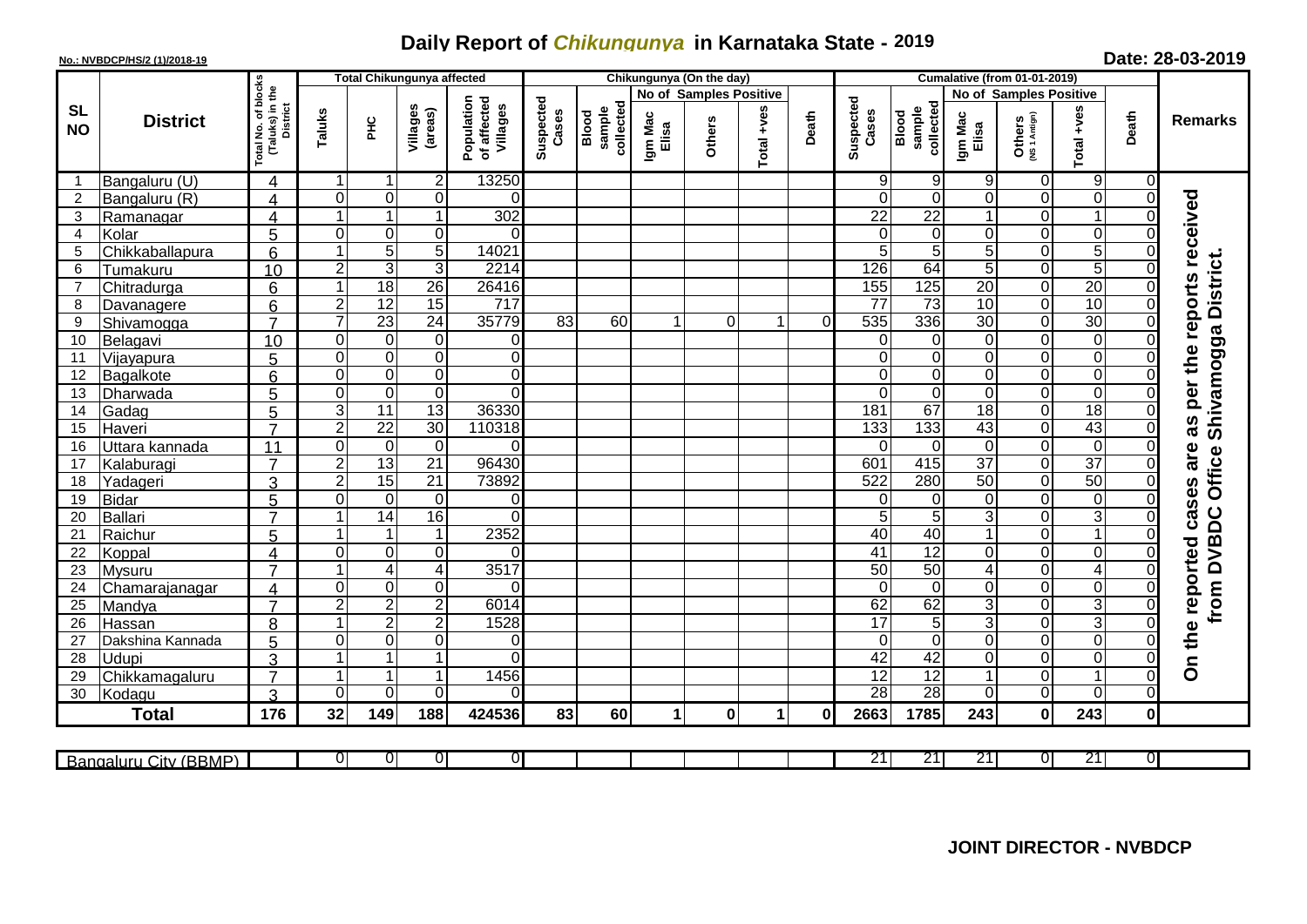# Daily Report of *Chikungunya* in Karnataka State - 2019

**No.: NVBDCP/HS/2 (1)/2018-19** **Date: 28-03-2019**

| SL NO | District | Total No. of blocks (Taluks) in the District | Total Chikungunya affected | | | | Chikungunya (On the day) | | | | | | | Cumalative (from 01-01-2019) | | | | | | | Remarks |
|---|---|---|---|---|---|---|---|---|---|---|---|---|---|---|---|---|---|---|---|---|---|
| | | | Taluks | PHC | Villages (areas) | Population of affected Villages | Suspected Cases | Blood sample collected | No of Samples Positive | | | Death | Suspected Cases | Blood sample collected | No of Samples Positive | | | Death | |
| | | | | | | | | | Igm Mac Elisa | Others | Total +ves | | | | Igm Mac Elisa | Others (NS 1 Antign) | Total +ves | | |
| 1 | Bangaluru (U) | 4 | 1 | 1 | 2 | 13250 | | | | | | | 9 | 9 | 9 | 0 | 9 | 0 | On the reported cases are as per the reports received from DVBDC Office Shivamogga District. |
| 2 | Bangaluru (R) | 4 | 0 | 0 | 0 | 0 | | | | | | | 0 | 0 | 0 | 0 | 0 | 0 | |
| 3 | Ramanagar | 4 | 1 | 1 | 1 | 302 | | | | | | | 22 | 22 | 1 | 0 | 1 | 0 | |
| 4 | Kolar | 5 | 0 | 0 | 0 | 0 | | | | | | | 0 | 0 | 0 | 0 | 0 | 0 | |
| 5 | Chikkaballapura | 6 | 1 | 5 | 5 | 14021 | | | | | | | 5 | 5 | 5 | 0 | 5 | 0 | |
| 6 | Tumakuru | 10 | 2 | 3 | 3 | 2214 | | | | | | | 126 | 64 | 5 | 0 | 5 | 0 | |
| 7 | Chitradurga | 6 | 1 | 18 | 26 | 26416 | | | | | | | 155 | 125 | 20 | 0 | 20 | 0 | |
| 8 | Davanagere | 6 | 2 | 12 | 15 | 717 | | | | | | | 77 | 73 | 10 | 0 | 10 | 0 | |
| 9 | Shivamogga | 7 | 7 | 23 | 24 | 35779 | 83 | 60 | 1 | 0 | 1 | 0 | 535 | 336 | 30 | 0 | 30 | 0 | |
| 10 | Belagavi | 10 | 0 | 0 | 0 | 0 | | | | | | | 0 | 0 | 0 | 0 | 0 | 0 | |
| 11 | Vijayapura | 5 | 0 | 0 | 0 | 0 | | | | | | | 0 | 0 | 0 | 0 | 0 | 0 | |
| 12 | Bagalkote | 6 | 0 | 0 | 0 | 0 | | | | | | | 0 | 0 | 0 | 0 | 0 | 0 | |
| 13 | Dharwada | 5 | 0 | 0 | 0 | 0 | | | | | | | 0 | 0 | 0 | 0 | 0 | 0 | |
| 14 | Gadag | 5 | 3 | 11 | 13 | 36330 | | | | | | | 181 | 67 | 18 | 0 | 18 | 0 | |
| 15 | Haveri | 7 | 2 | 22 | 30 | 110318 | | | | | | | 133 | 133 | 43 | 0 | 43 | 0 | |
| 16 | Uttara kannada | 11 | 0 | 0 | 0 | 0 | | | | | | | 0 | 0 | 0 | 0 | 0 | 0 | |
| 17 | Kalaburagi | 7 | 2 | 13 | 21 | 96430 | | | | | | | 601 | 415 | 37 | 0 | 37 | 0 | |
| 18 | Yadageri | 3 | 2 | 15 | 21 | 73892 | | | | | | | 522 | 280 | 50 | 0 | 50 | 0 | |
| 19 | Bidar | 5 | 0 | 0 | 0 | 0 | | | | | | | 0 | 0 | 0 | 0 | 0 | 0 | |
| 20 | Ballari | 7 | 1 | 14 | 16 | 0 | | | | | | | 5 | 5 | 3 | 0 | 3 | 0 | |
| 21 | Raichur | 5 | 1 | 1 | 1 | 2352 | | | | | | | 40 | 40 | 1 | 0 | 1 | 0 | |
| 22 | Koppal | 4 | 0 | 0 | 0 | 0 | | | | | | | 41 | 12 | 0 | 0 | 0 | 0 | |
| 23 | Mysuru | 7 | 1 | 4 | 4 | 3517 | | | | | | | 50 | 50 | 4 | 0 | 4 | 0 | |
| 24 | Chamarajanagar | 4 | 0 | 0 | 0 | 0 | | | | | | | 0 | 0 | 0 | 0 | 0 | 0 | |
| 25 | Mandya | 7 | 2 | 2 | 2 | 6014 | | | | | | | 62 | 62 | 3 | 0 | 3 | 0 | |
| 26 | Hassan | 8 | 1 | 2 | 2 | 1528 | | | | | | | 17 | 5 | 3 | 0 | 3 | 0 | |
| 27 | Dakshina Kannada | 5 | 0 | 0 | 0 | 0 | | | | | | | 0 | 0 | 0 | 0 | 0 | 0 | |
| 28 | Udupi | 3 | 1 | 1 | 1 | 0 | | | | | | | 42 | 42 | 0 | 0 | 0 | 0 | |
| 29 | Chikkamagaluru | 7 | 1 | 1 | 1 | 1456 | | | | | | | 12 | 12 | 1 | 0 | 1 | 0 | |
| 30 | Kodagu | 3 | 0 | 0 | 0 | 0 | | | | | | | 28 | 28 | 0 | 0 | 0 | 0 | |
| | **Total** | **176** | **32** | **149** | **188** | **424536** | **83** | **60** | **1** | **0** | **1** | **0** | **2663** | **1785** | **243** | **0** | **243** | **0** | |

| | | | | | | | | | | | | | | | | | | | |
|---|---|---|---|---|---|---|---|---|---|---|---|---|---|---|---|---|---|---|---|
| Bangaluru City (BBMP) | | 0 | 0 | 0 | 0 | | | | | | | 21 | 21 | 21 | 0 | 21 | 0 | |

**JOINT DIRECTOR - NVBDCP**